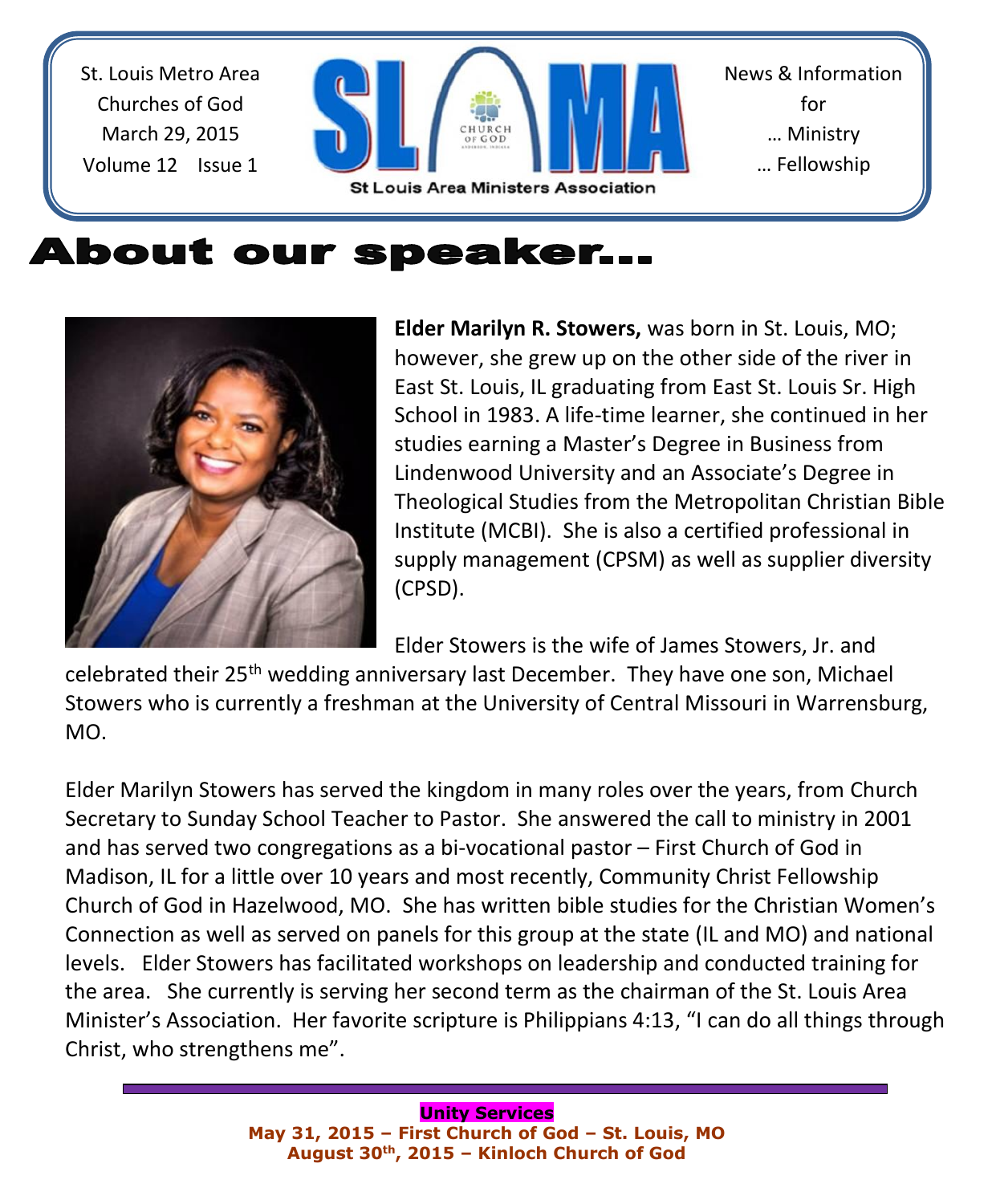St. Louis Metro Area
Churches of God
March 29, 2015
Volume 12 Issue 1

SLAMA
St Louis Area Ministers Association

News & Information
for
… Ministry
… Fellowship

# About our speaker…

**Elder Marilyn R. Stowers,** was born in St. Louis, MO; however, she grew up on the other side of the river in East St. Louis, IL graduating from East St. Louis Sr. High School in 1983. A life-time learner, she continued in her studies earning a Master's Degree in Business from Lindenwood University and an Associate's Degree in Theological Studies from the Metropolitan Christian Bible Institute (MCBI). She is also a certified professional in supply management (CPSM) as well as supplier diversity (CPSD).

Elder Stowers is the wife of James Stowers, Jr. and celebrated their 25th wedding anniversary last December. They have one son, Michael Stowers who is currently a freshman at the University of Central Missouri in Warrensburg, MO.

Elder Marilyn Stowers has served the kingdom in many roles over the years, from Church Secretary to Sunday School Teacher to Pastor. She answered the call to ministry in 2001 and has served two congregations as a bi-vocational pastor – First Church of God in Madison, IL for a little over 10 years and most recently, Community Christ Fellowship Church of God in Hazelwood, MO. She has written bible studies for the Christian Women's Connection as well as served on panels for this group at the state (IL and MO) and national levels. Elder Stowers has facilitated workshops on leadership and conducted training for the area. She currently is serving her second term as the chairman of the St. Louis Area Minister's Association. Her favorite scripture is Philippians 4:13, "I can do all things through Christ, who strengthens me".

**Unity Services**
**May 31, 2015 – First Church of God – St. Louis, MO**
**August 30th, 2015 – Kinloch Church of God**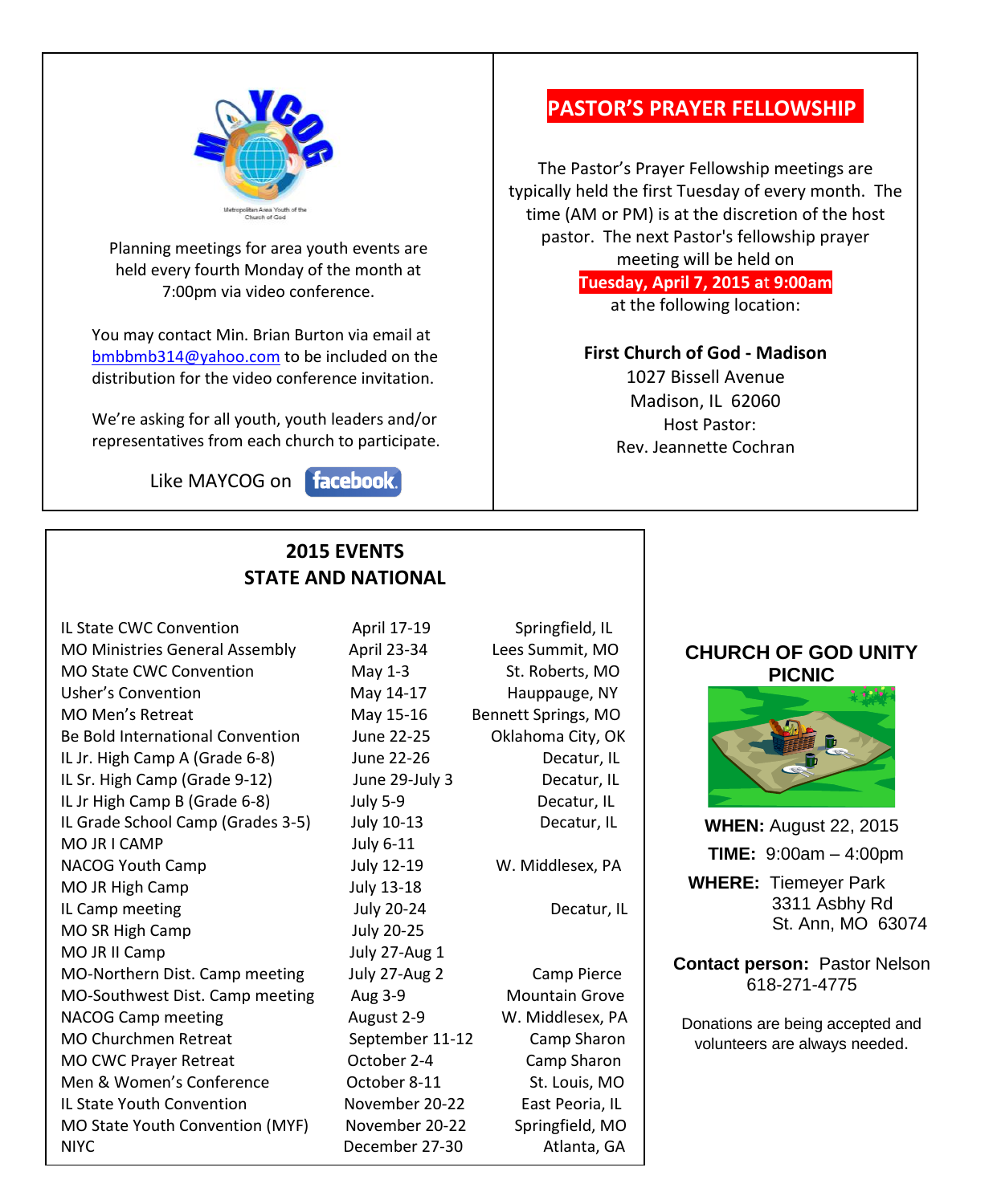MAYCOG
Metropolitan Area Youth of the Church of God

Planning meetings for area youth events are held every fourth Monday of the month at 7:00pm via video conference.

You may contact Min. Brian Burton via email at bmbbmb314@yahoo.com to be included on the distribution for the video conference invitation.

We're asking for all youth, youth leaders and/or representatives from each church to participate.

Like MAYCOG on facebook.

## PASTOR'S PRAYER FELLOWSHIP

The Pastor's Prayer Fellowship meetings are typically held the first Tuesday of every month. The time (AM or PM) is at the discretion of the host pastor. The next Pastor's fellowship prayer meeting will be held on
**Tuesday, April 7, 2015 at 9:00am**
at the following location:

**First Church of God - Madison**
1027 Bissell Avenue
Madison, IL 62060
Host Pastor:
Rev. Jeannette Cochran

## 2015 EVENTS
## STATE AND NATIONAL

| | | |
|---|---|---|
| IL State CWC Convention | April 17-19 | Springfield, IL |
| MO Ministries General Assembly | April 23-34 | Lees Summit, MO |
| MO State CWC Convention | May 1-3 | St. Roberts, MO |
| Usher's Convention | May 14-17 | Hauppauge, NY |
| MO Men's Retreat | May 15-16 | Bennett Springs, MO |
| Be Bold International Convention | June 22-25 | Oklahoma City, OK |
| IL Jr. High Camp A (Grade 6-8) | June 22-26 | Decatur, IL |
| IL Sr. High Camp (Grade 9-12) | June 29-July 3 | Decatur, IL |
| IL Jr High Camp B (Grade 6-8) | July 5-9 | Decatur, IL |
| IL Grade School Camp (Grades 3-5) | July 10-13 | Decatur, IL |
| MO JR I CAMP | July 6-11 | |
| NACOG Youth Camp | July 12-19 | W. Middlesex, PA |
| MO JR High Camp | July 13-18 | |
| IL Camp meeting | July 20-24 | Decatur, IL |
| MO SR High Camp | July 20-25 | |
| MO JR II Camp | July 27-Aug 1 | |
| MO-Northern Dist. Camp meeting | July 27-Aug 2 | Camp Pierce |
| MO-Southwest Dist. Camp meeting | Aug 3-9 | Mountain Grove |
| NACOG Camp meeting | August 2-9 | W. Middlesex, PA |
| MO Churchmen Retreat | September 11-12 | Camp Sharon |
| MO CWC Prayer Retreat | October 2-4 | Camp Sharon |
| Men & Women's Conference | October 8-11 | St. Louis, MO |
| IL State Youth Convention | November 20-22 | East Peoria, IL |
| MO State Youth Convention (MYF) | November 20-22 | Springfield, MO |
| NIYC | December 27-30 | Atlanta, GA |

## CHURCH OF GOD UNITY PICNIC

**WHEN:** August 22, 2015

**TIME:** 9:00am – 4:00pm

**WHERE:** Tiemeyer Park
3311 Asbhy Rd
St. Ann, MO 63074

**Contact person:** Pastor Nelson
618-271-4775

Donations are being accepted and volunteers are always needed.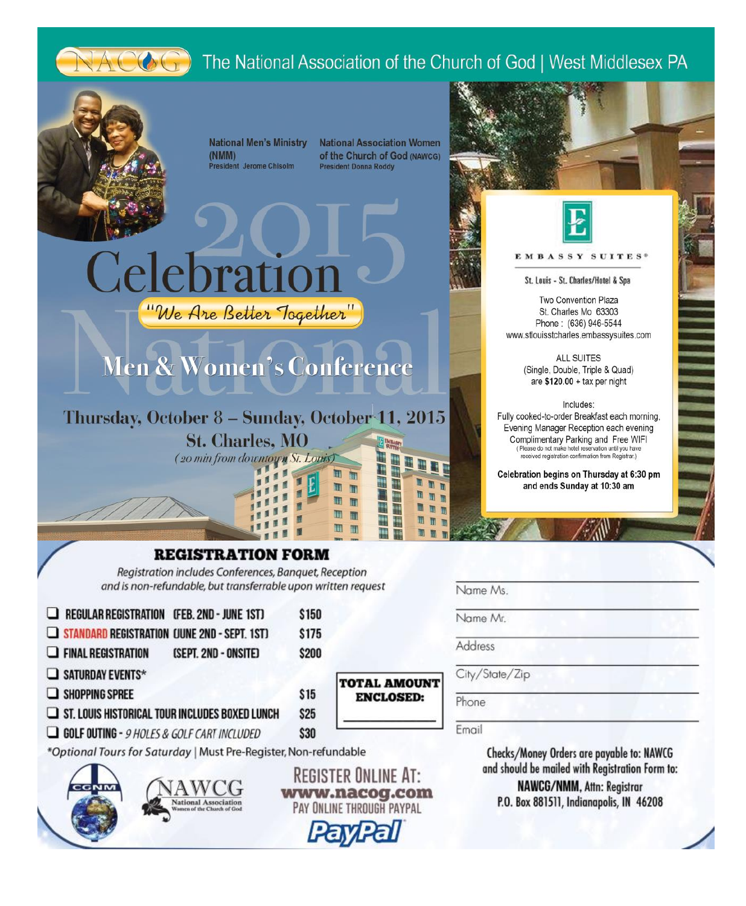NACOG The National Association of the Church of God | West Middlesex PA

National Men's Ministry (NMM)
President Jerome Chisolm

National Association Women of the Church of God (NAWCG)
President Donna Roddy

# 2015 National Celebration

"We Are Better Together"

## Men & Women's Conference

**Thursday, October 8 – Sunday, October 11, 2015**

**St. Charles, MO**

*(20 min from downtown St. Louis)*

EMBASSY SUITES®

St. Louis - St. Charles/Hotel & Spa

Two Convention Plaza
St. Charles Mo 63303
Phone : (636) 946-5544
www.stlouisstcharles.embassysuites.com

ALL SUITES
(Single, Double, Triple & Quad)
are **$120.00** + tax per night

Includes:
Fully cooked-to-order Breakfast each morning,
Evening Manager Reception each evening
Complimentary Parking and Free WIFI
(Please do not make hotel reservation until you have received registration confirmation from Registrar.)

**Celebration begins on Thursday at 6:30 pm and ends Sunday at 10:30 am**

## REGISTRATION FORM

*Registration includes Conferences, Banquet, Reception and is non-refundable, but transferrable upon written request*

- ☐ REGULAR REGISTRATION (FEB. 2ND - JUNE 1ST) $150
- ☐ STANDARD REGISTRATION (JUNE 2ND - SEPT. 1ST) $175
- ☐ FINAL REGISTRATION (SEPT. 2ND - ONSITE) $200
- ☐ SATURDAY EVENTS*
- ☐ SHOPPING SPREE $15
- ☐ ST. LOUIS HISTORICAL TOUR INCLUDES BOXED LUNCH $25
- ☐ GOLF OUTING - *9 HOLES & GOLF CART INCLUDED* $30

**TOTAL AMOUNT ENCLOSED:** ____________

*Optional Tours for Saturday | Must Pre-Register, Non-refundable

Name Ms. ____________

Name Mr. ____________

Address ____________

City/State/Zip ____________

Phone ____________

Email ____________

Checks/Money Orders are payable to: NAWCG and should be mailed with Registration Form to:
**NAWCG/NMM**, Attn: Registrar
P.O. Box 881511, Indianapolis, IN 46208

CGNM

NAWCG National Association Women of the Church of God

REGISTER ONLINE AT:
**www.nacog.com**
PAY ONLINE THROUGH PAYPAL

PayPal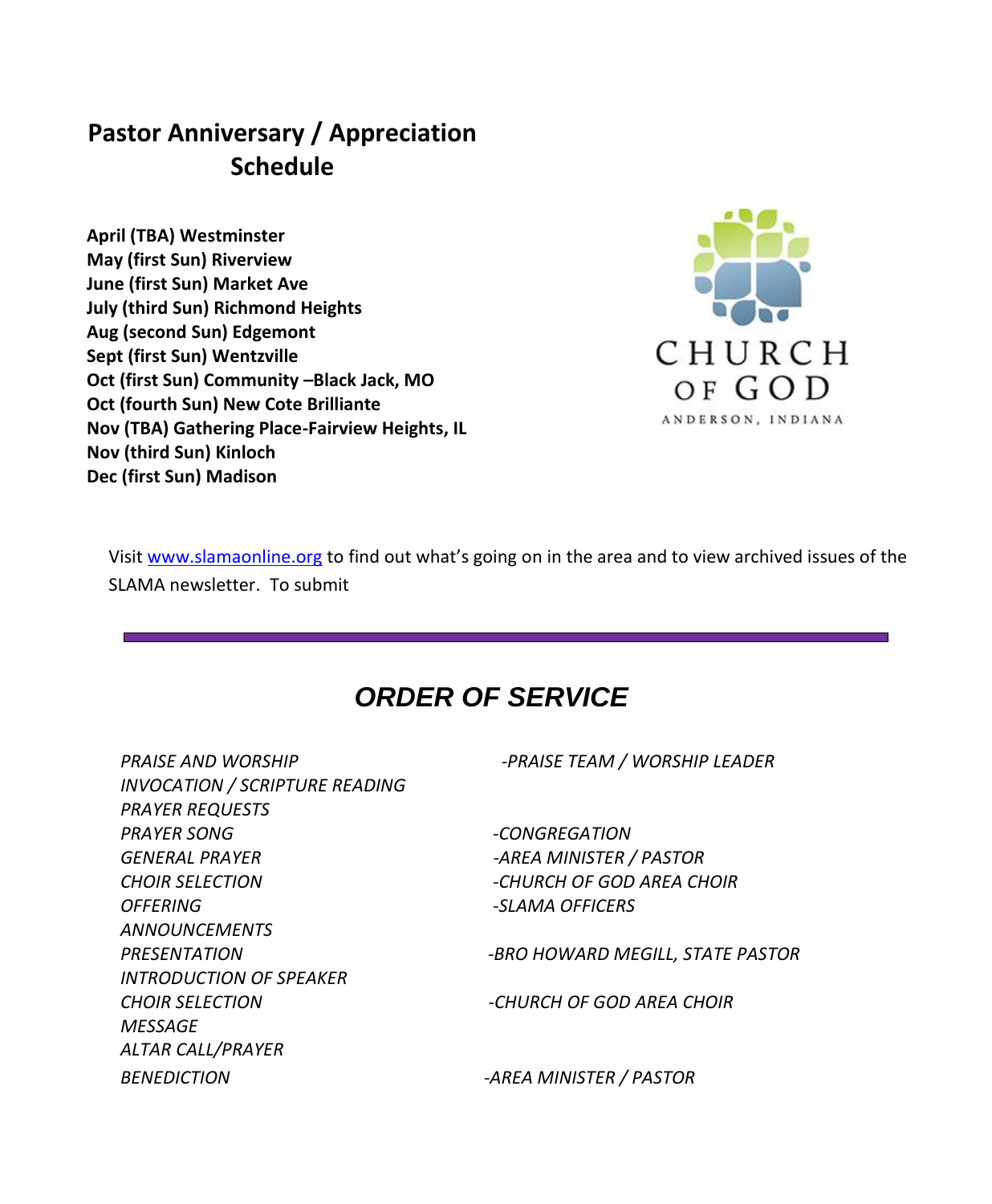## Pastor Anniversary / Appreciation Schedule

**April (TBA) Westminster**
**May (first Sun) Riverview**
**June (first Sun) Market Ave**
**July (third Sun) Richmond Heights**
**Aug (second Sun) Edgemont**
**Sept (first Sun) Wentzville**
**Oct (first Sun) Community –Black Jack, MO**
**Oct (fourth Sun) New Cote Brilliante**
**Nov (TBA) Gathering Place-Fairview Heights, IL**
**Nov (third Sun) Kinloch**
**Dec (first Sun) Madison**

CHURCH OF GOD
ANDERSON, INDIANA

Visit www.slamaonline.org to find out what's going on in the area and to view archived issues of the SLAMA newsletter. To submit

---

## *ORDER OF SERVICE*

| | |
|---|---|
| *PRAISE AND WORSHIP* | *-PRAISE TEAM / WORSHIP LEADER* |
| *INVOCATION / SCRIPTURE READING* | |
| *PRAYER REQUESTS* | |
| *PRAYER SONG* | *-CONGREGATION* |
| *GENERAL PRAYER* | *-AREA MINISTER / PASTOR* |
| *CHOIR SELECTION* | *-CHURCH OF GOD AREA CHOIR* |
| *OFFERING* | *-SLAMA OFFICERS* |
| *ANNOUNCEMENTS* | |
| *PRESENTATION* | *-BRO HOWARD MEGILL, STATE PASTOR* |
| *INTRODUCTION OF SPEAKER* | |
| *CHOIR SELECTION* | *-CHURCH OF GOD AREA CHOIR* |
| *MESSAGE* | |
| *ALTAR CALL/PRAYER* | |
| *BENEDICTION* | *-AREA MINISTER / PASTOR* |